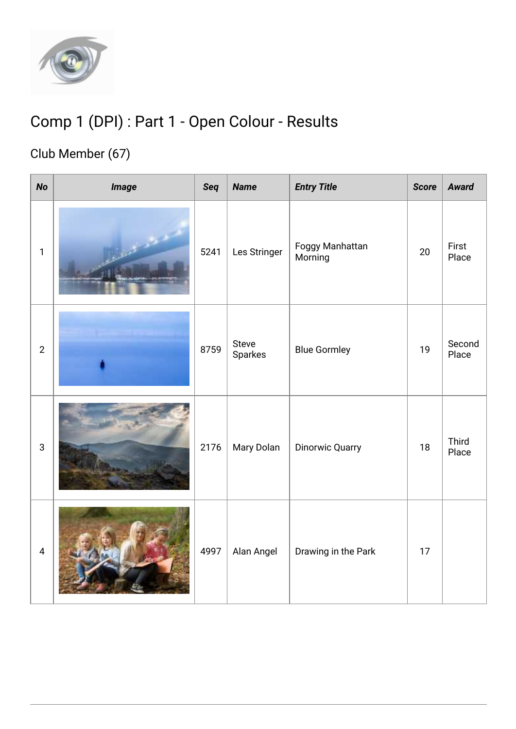# Comp 1 (DPI) : Part 1 - Open Colour - Results

## Club Member (67)

| No | Image | Seq | Name | Entry Title | Score | Award |
|---|---|---|---|---|---|---|
| 1 | | 5241 | Les Stringer | Foggy Manhattan Morning | 20 | First Place |
| 2 | | 8759 | Steve Sparkes | Blue Gormley | 19 | Second Place |
| 3 | | 2176 | Mary Dolan | Dinorwic Quarry | 18 | Third Place |
| 4 | | 4997 | Alan Angel | Drawing in the Park | 17 | |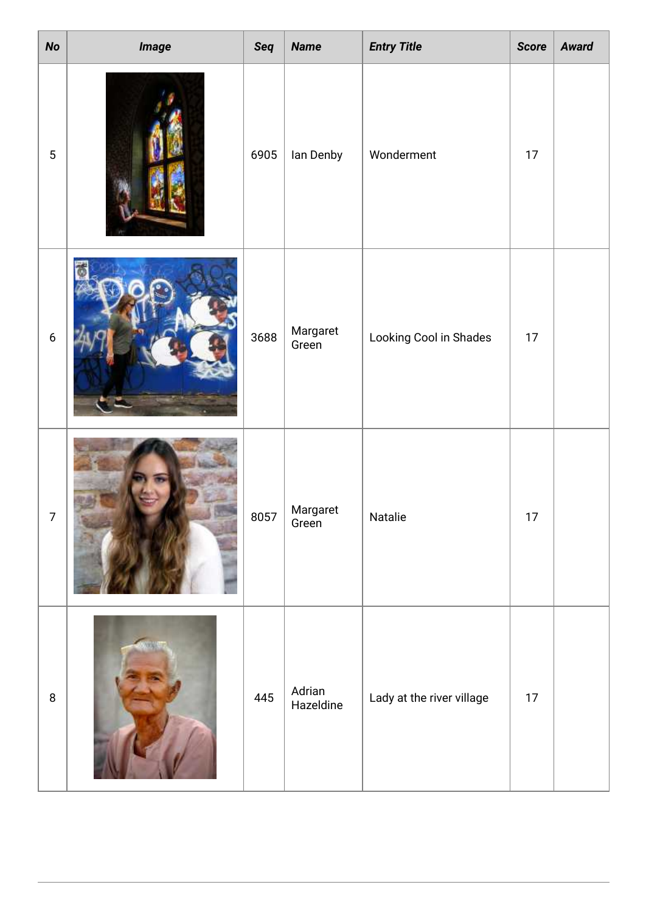| No | Image | Seq | Name | Entry Title | Score | Award |
|---|---|---|---|---|---|---|
| 5 | | 6905 | Ian Denby | Wonderment | 17 | |
| 6 | | 3688 | Margaret Green | Looking Cool in Shades | 17 | |
| 7 | | 8057 | Margaret Green | Natalie | 17 | |
| 8 | | 445 | Adrian Hazeldine | Lady at the river village | 17 | |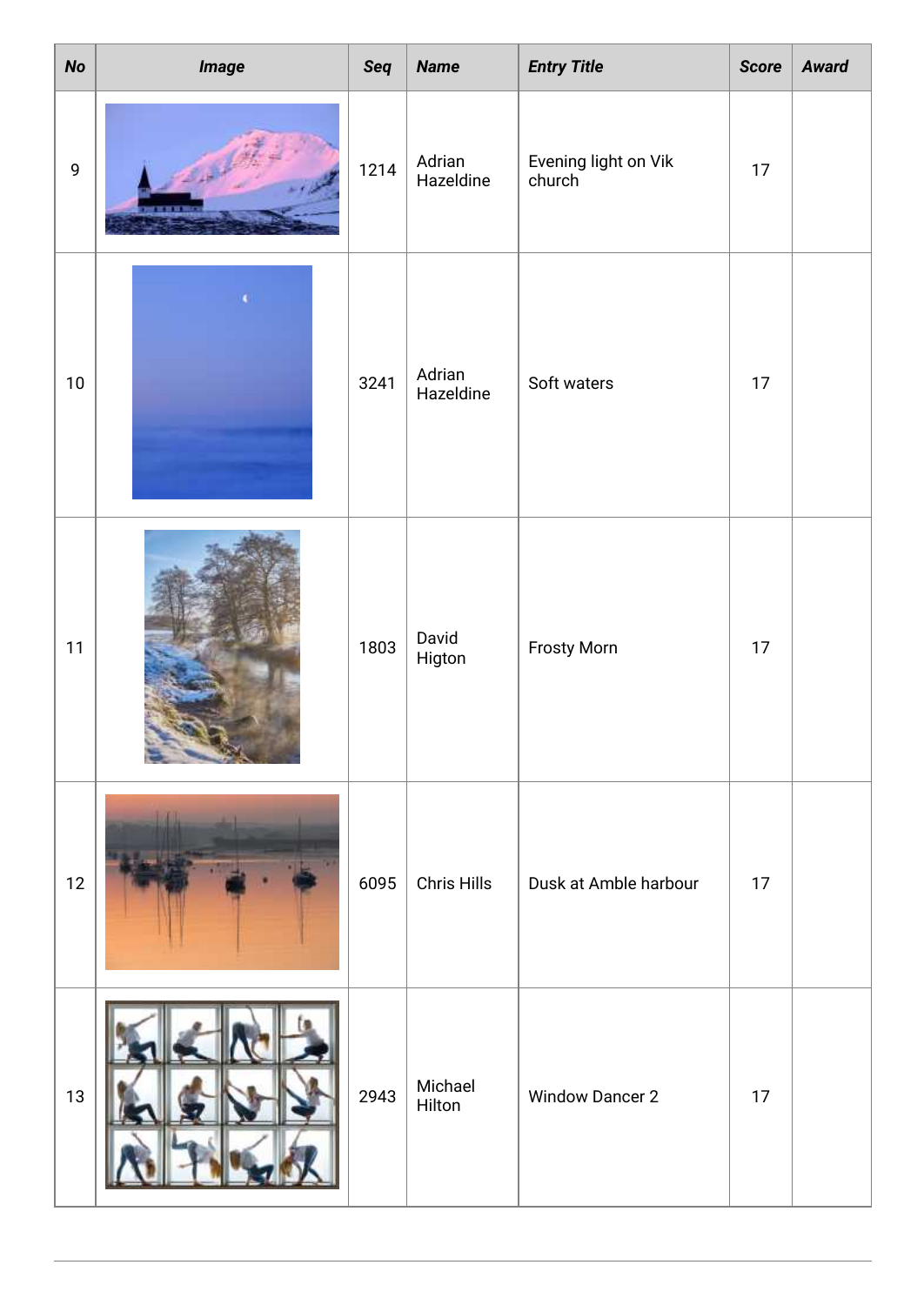| No | Image | Seq | Name | Entry Title | Score | Award |
|---|---|---|---|---|---|---|
| 9 | | 1214 | Adrian Hazeldine | Evening light on Vik church | 17 | |
| 10 | | 3241 | Adrian Hazeldine | Soft waters | 17 | |
| 11 | | 1803 | David Higton | Frosty Morn | 17 | |
| 12 | | 6095 | Chris Hills | Dusk at Amble harbour | 17 | |
| 13 | | 2943 | Michael Hilton | Window Dancer 2 | 17 | |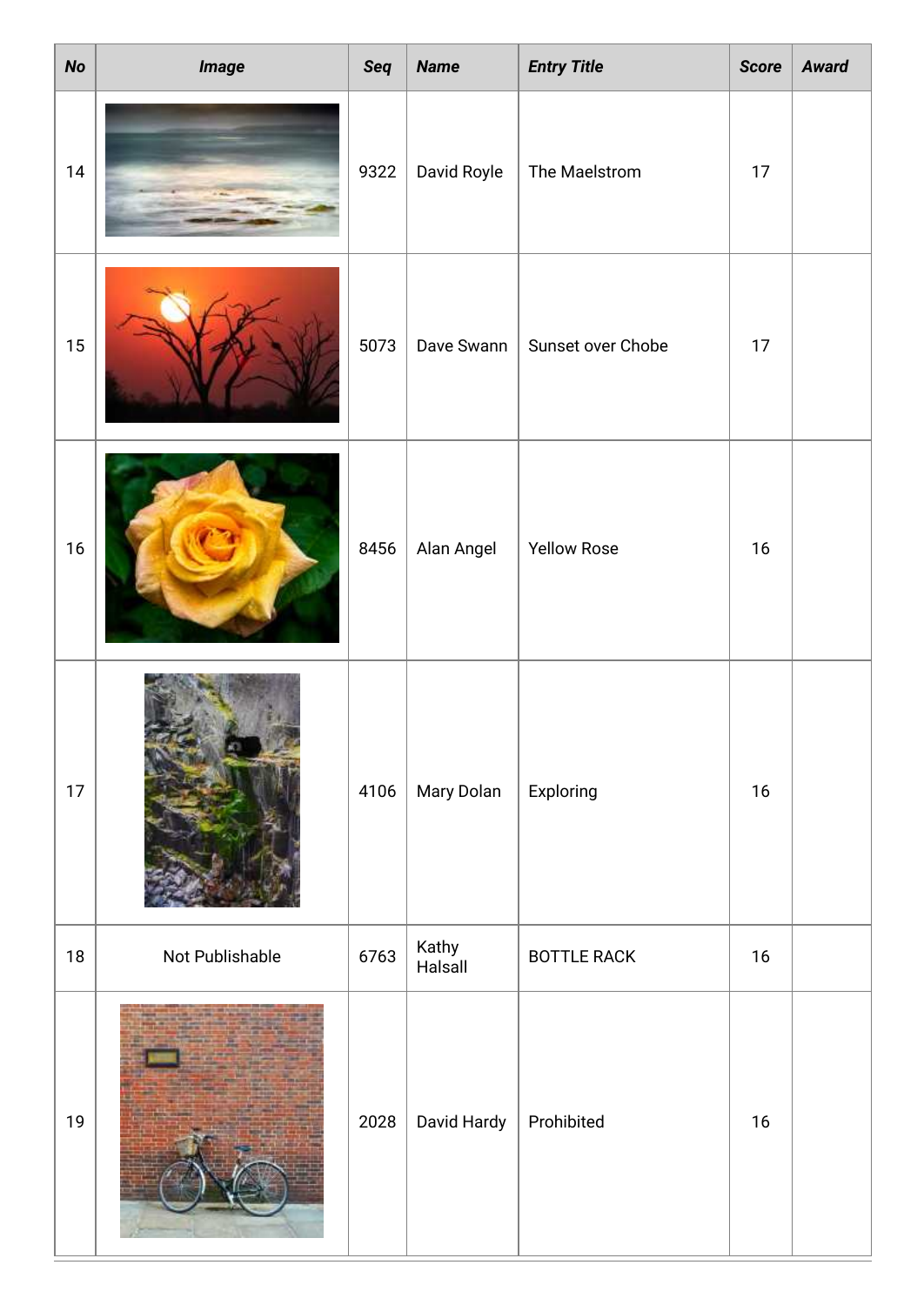| No | Image | Seq | Name | Entry Title | Score | Award |
| --- | --- | --- | --- | --- | --- | --- |
| 14 | | 9322 | David Royle | The Maelstrom | 17 | |
| 15 | | 5073 | Dave Swann | Sunset over Chobe | 17 | |
| 16 | | 8456 | Alan Angel | Yellow Rose | 16 | |
| 17 | | 4106 | Mary Dolan | Exploring | 16 | |
| 18 | Not Publishable | 6763 | Kathy Halsall | BOTTLE RACK | 16 | |
| 19 | | 2028 | David Hardy | Prohibited | 16 | |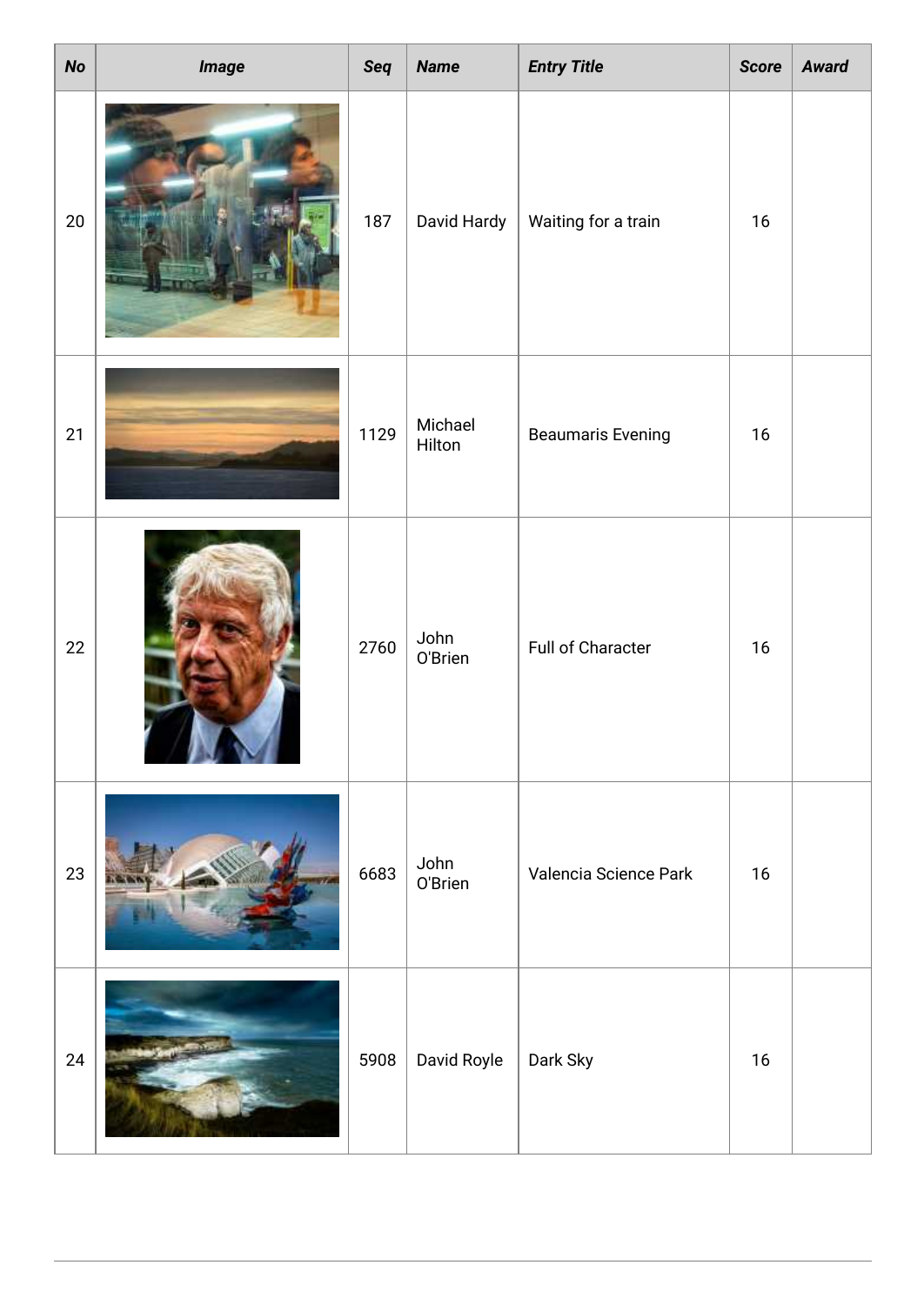| No | Image | Seq | Name | Entry Title | Score | Award |
| --- | --- | --- | --- | --- | --- | --- |
| 20 | | 187 | David Hardy | Waiting for a train | 16 | |
| 21 | | 1129 | Michael Hilton | Beaumaris Evening | 16 | |
| 22 | | 2760 | John O'Brien | Full of Character | 16 | |
| 23 | | 6683 | John O'Brien | Valencia Science Park | 16 | |
| 24 | | 5908 | David Royle | Dark Sky | 16 | |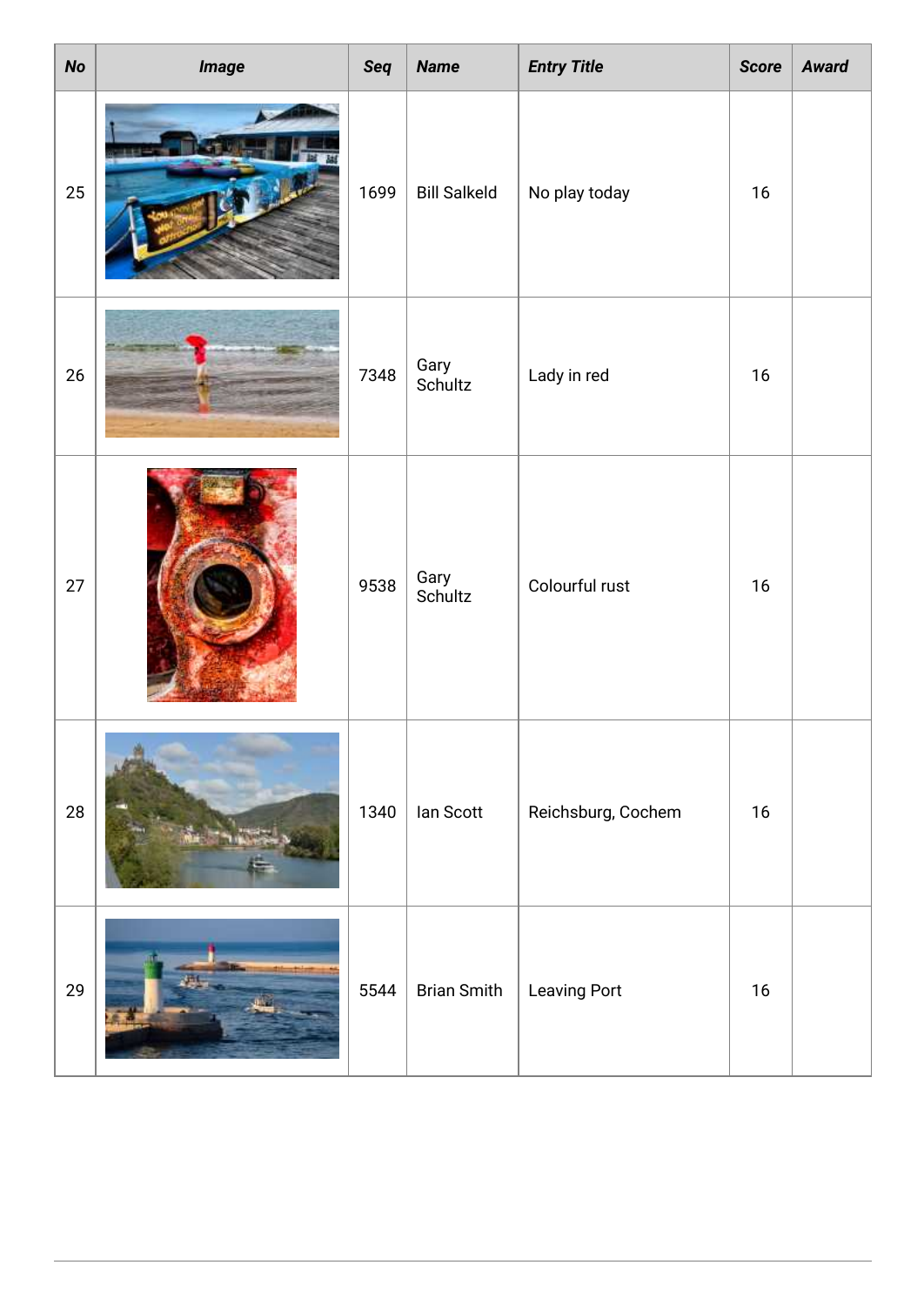| No | Image | Seq | Name | Entry Title | Score | Award |
|---|---|---|---|---|---|---|
| 25 | | 1699 | Bill Salkeld | No play today | 16 | |
| 26 | | 7348 | Gary Schultz | Lady in red | 16 | |
| 27 | | 9538 | Gary Schultz | Colourful rust | 16 | |
| 28 | | 1340 | Ian Scott | Reichsburg, Cochem | 16 | |
| 29 | | 5544 | Brian Smith | Leaving Port | 16 | |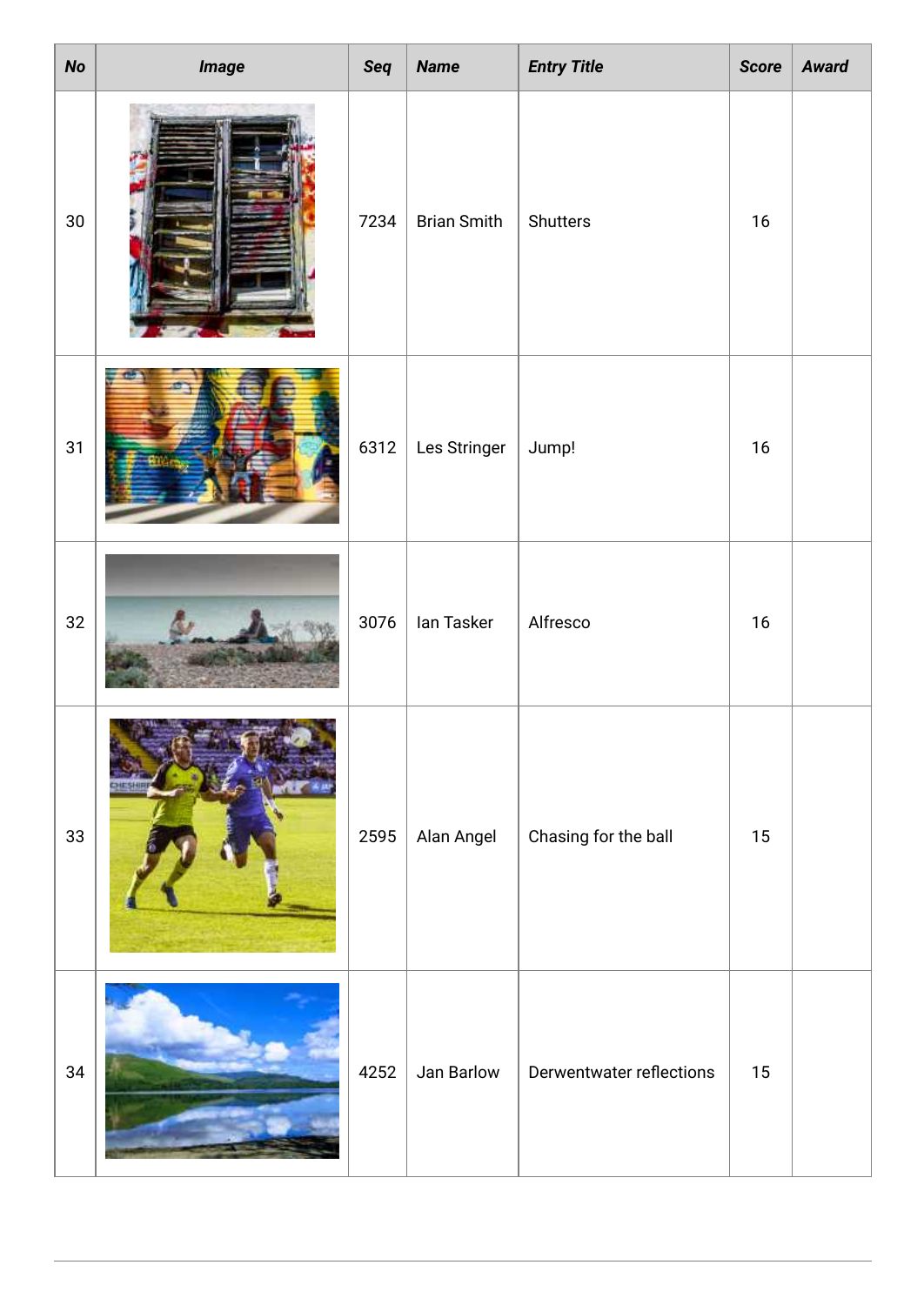| No | Image | Seq | Name | Entry Title | Score | Award |
|---|---|---|---|---|---|---|
| 30 | | 7234 | Brian Smith | Shutters | 16 | |
| 31 | | 6312 | Les Stringer | Jump! | 16 | |
| 32 | | 3076 | Ian Tasker | Alfresco | 16 | |
| 33 | | 2595 | Alan Angel | Chasing for the ball | 15 | |
| 34 | | 4252 | Jan Barlow | Derwentwater reflections | 15 | |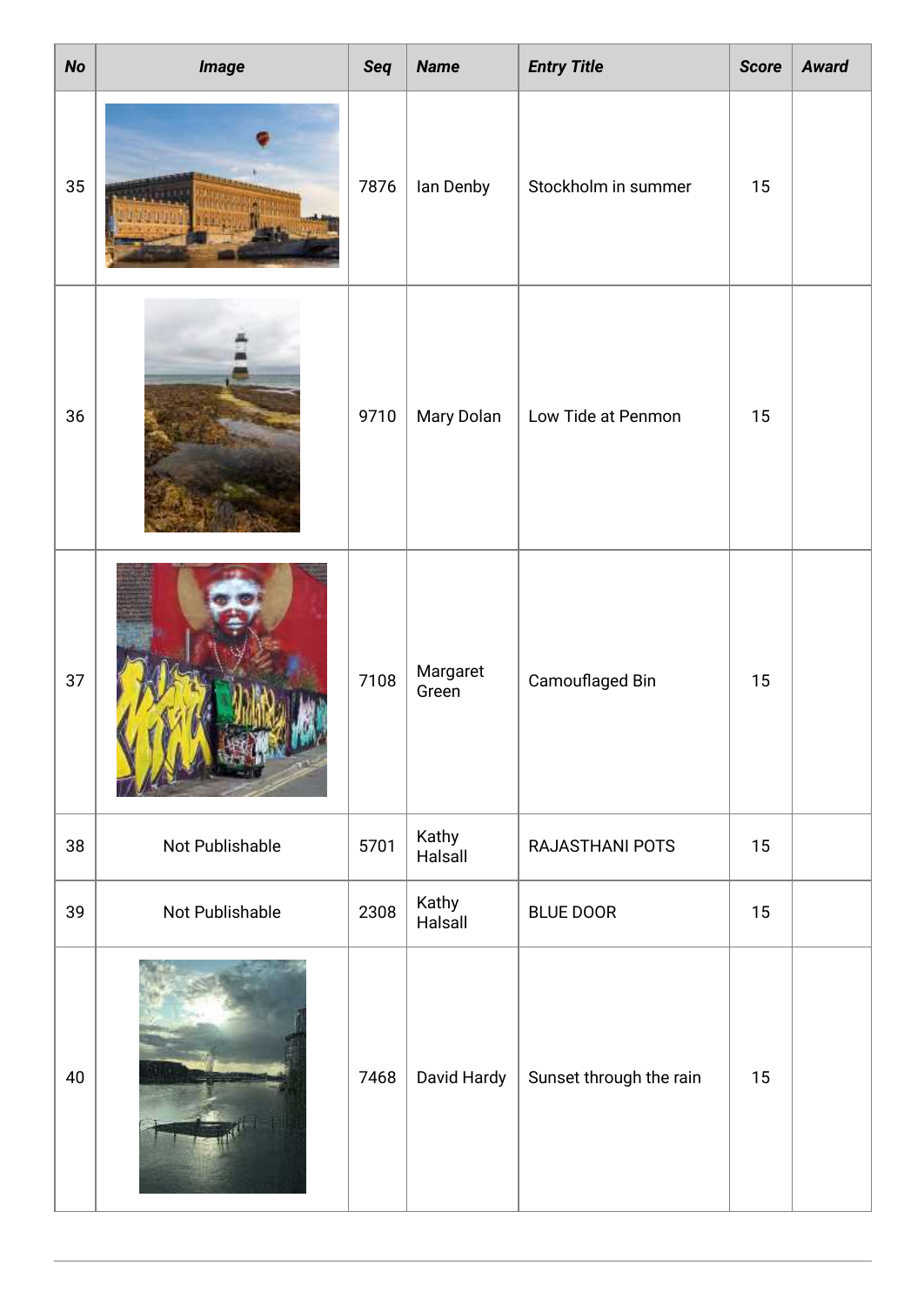| No | Image | Seq | Name | Entry Title | Score | Award |
|---|---|---|---|---|---|---|
| 35 | | 7876 | Ian Denby | Stockholm in summer | 15 | |
| 36 | | 9710 | Mary Dolan | Low Tide at Penmon | 15 | |
| 37 | | 7108 | Margaret Green | Camouflaged Bin | 15 | |
| 38 | Not Publishable | 5701 | Kathy Halsall | RAJASTHANI POTS | 15 | |
| 39 | Not Publishable | 2308 | Kathy Halsall | BLUE DOOR | 15 | |
| 40 | | 7468 | David Hardy | Sunset through the rain | 15 | |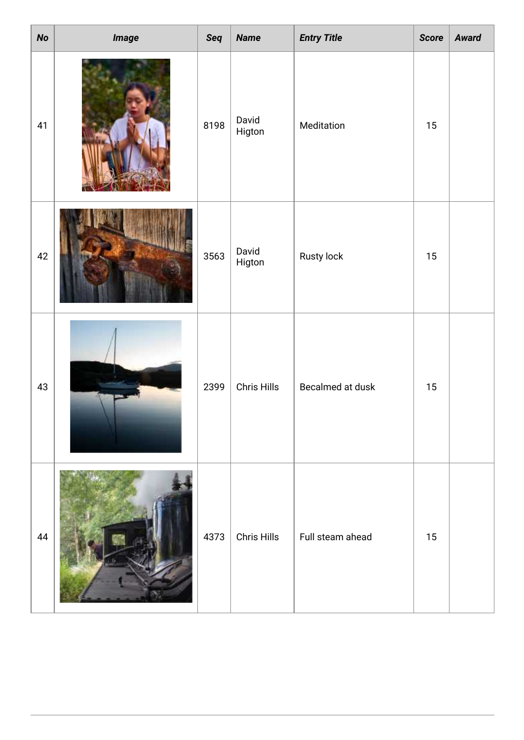| No | Image | Seq | Name | Entry Title | Score | Award |
|---|---|---|---|---|---|---|
| 41 | | 8198 | David Higton | Meditation | 15 | |
| 42 | | 3563 | David Higton | Rusty lock | 15 | |
| 43 | | 2399 | Chris Hills | Becalmed at dusk | 15 | |
| 44 | | 4373 | Chris Hills | Full steam ahead | 15 | |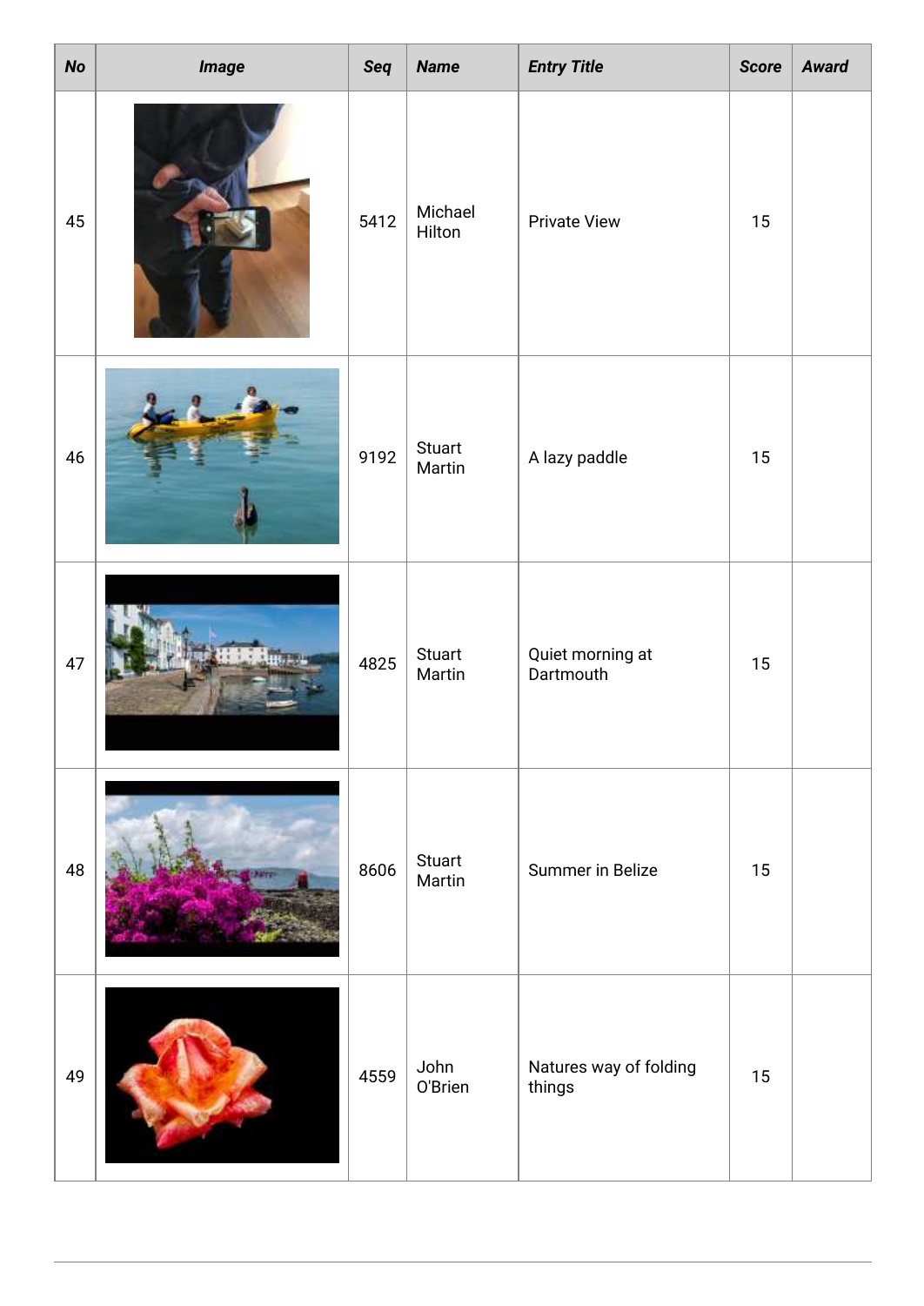| No | Image | Seq | Name | Entry Title | Score | Award |
|---|---|---|---|---|---|---|
| 45 | | 5412 | Michael Hilton | Private View | 15 | |
| 46 | | 9192 | Stuart Martin | A lazy paddle | 15 | |
| 47 | | 4825 | Stuart Martin | Quiet morning at Dartmouth | 15 | |
| 48 | | 8606 | Stuart Martin | Summer in Belize | 15 | |
| 49 | | 4559 | John O'Brien | Natures way of folding things | 15 | |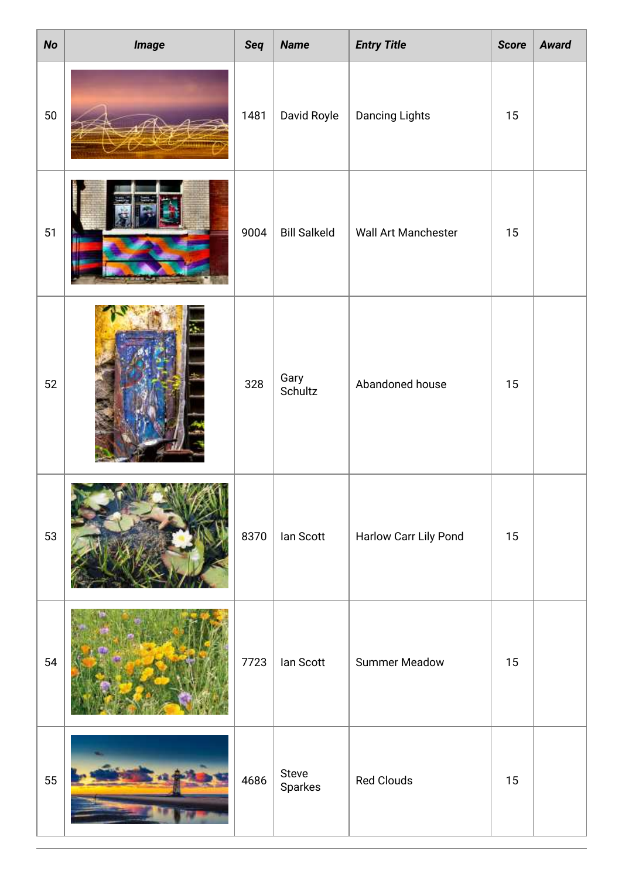| No | Image | Seq | Name | Entry Title | Score | Award |
|---|---|---|---|---|---|---|
| 50 | | 1481 | David Royle | Dancing Lights | 15 | |
| 51 | | 9004 | Bill Salkeld | Wall Art Manchester | 15 | |
| 52 | | 328 | Gary Schultz | Abandoned house | 15 | |
| 53 | | 8370 | Ian Scott | Harlow Carr Lily Pond | 15 | |
| 54 | | 7723 | Ian Scott | Summer Meadow | 15 | |
| 55 | | 4686 | Steve Sparkes | Red Clouds | 15 | |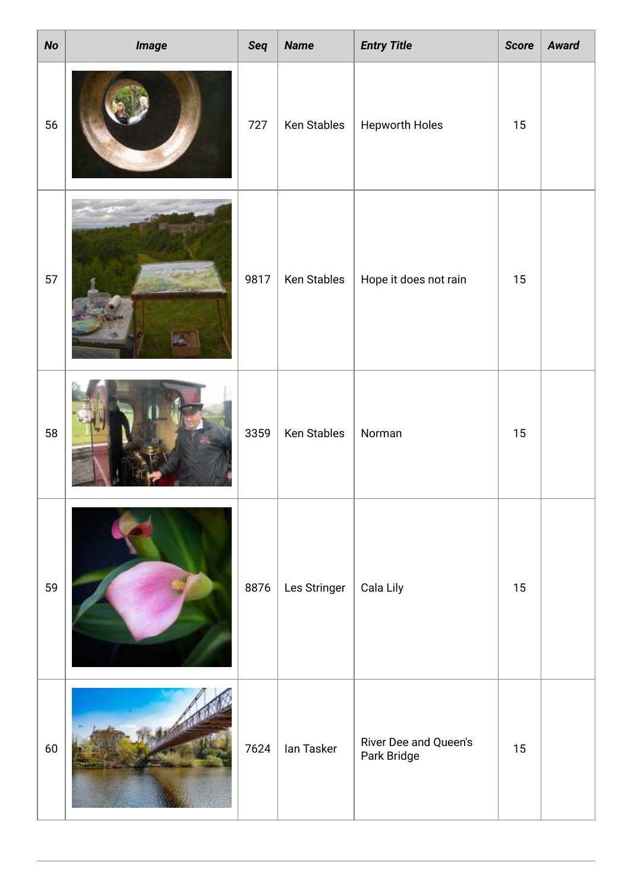| No | Image | Seq | Name | Entry Title | Score | Award |
| --- | --- | --- | --- | --- | --- | --- |
| 56 | | 727 | Ken Stables | Hepworth Holes | 15 | |
| 57 | | 9817 | Ken Stables | Hope it does not rain | 15 | |
| 58 | | 3359 | Ken Stables | Norman | 15 | |
| 59 | | 8876 | Les Stringer | Cala Lily | 15 | |
| 60 | | 7624 | Ian Tasker | River Dee and Queen's Park Bridge | 15 | |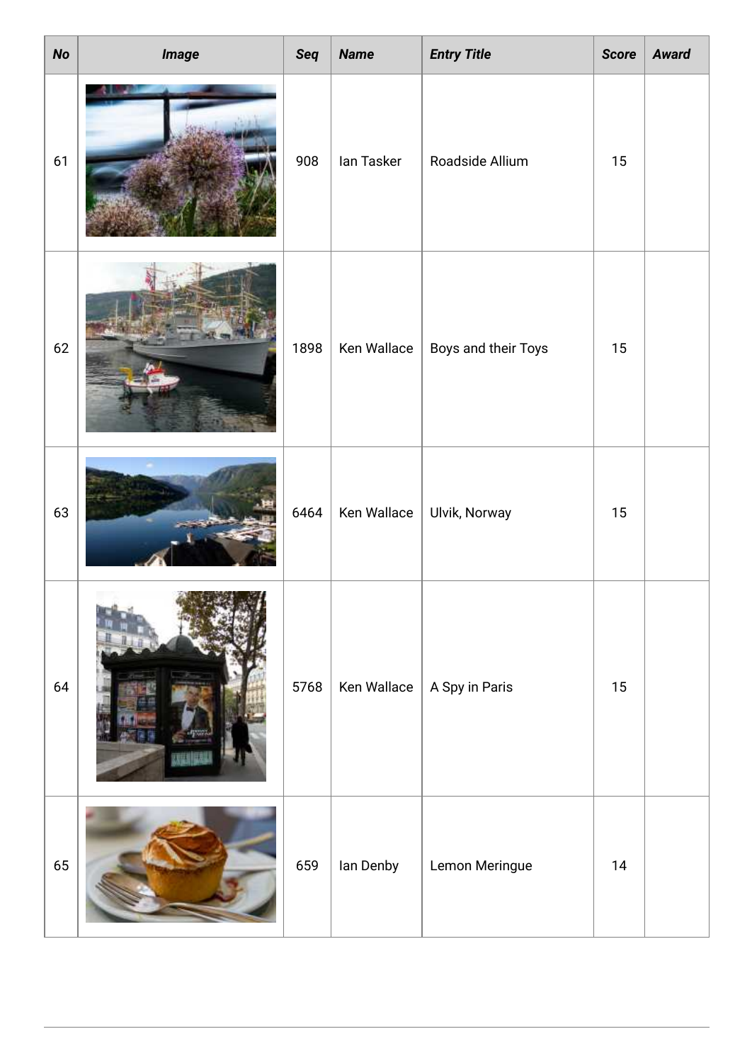| No | Image | Seq | Name | Entry Title | Score | Award |
|---|---|---|---|---|---|---|
| 61 | | 908 | Ian Tasker | Roadside Allium | 15 | |
| 62 | | 1898 | Ken Wallace | Boys and their Toys | 15 | |
| 63 | | 6464 | Ken Wallace | Ulvik, Norway | 15 | |
| 64 | | 5768 | Ken Wallace | A Spy in Paris | 15 | |
| 65 | | 659 | Ian Denby | Lemon Meringue | 14 | |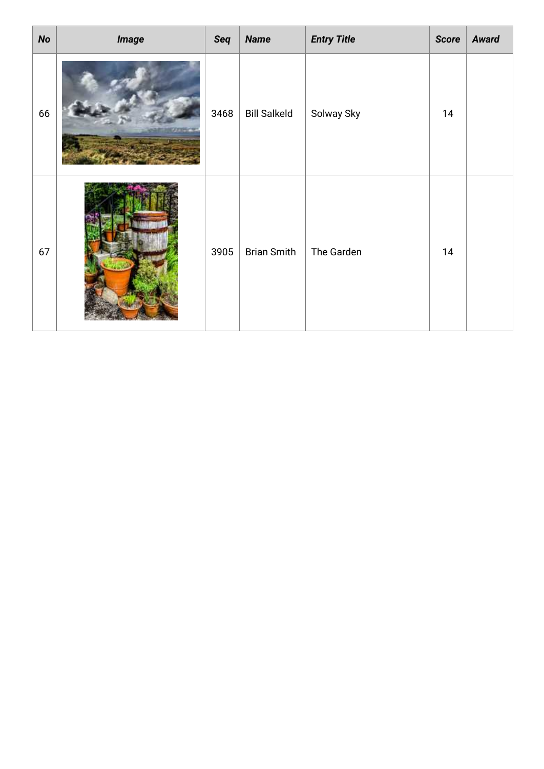| No | Image | Seq | Name | Entry Title | Score | Award |
|---|---|---|---|---|---|---|
| 66 | | 3468 | Bill Salkeld | Solway Sky | 14 | |
| 67 | | 3905 | Brian Smith | The Garden | 14 | |